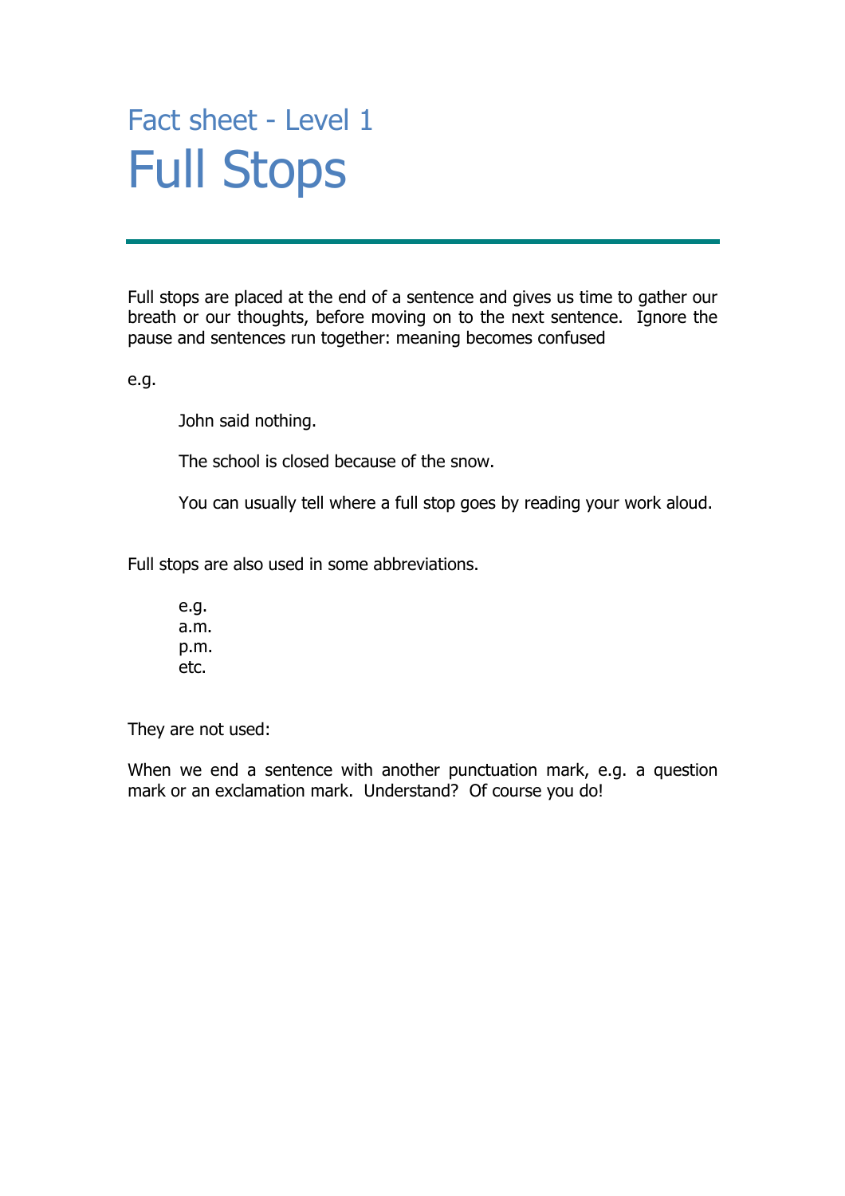## Fact sheet - Level 1

# Full Stops

---

Full stops are placed at the end of a sentence and gives us time to gather our breath or our thoughts, before moving on to the next sentence. Ignore the pause and sentences run together: meaning becomes confused

e.g.

> John said nothing.
>
> The school is closed because of the snow.
>
> You can usually tell where a full stop goes by reading your work aloud.

Full stops are also used in some abbreviations.

> e.g.
> a.m.
> p.m.
> etc.

They are not used:

When we end a sentence with another punctuation mark, e.g. a question mark or an exclamation mark. Understand? Of course you do!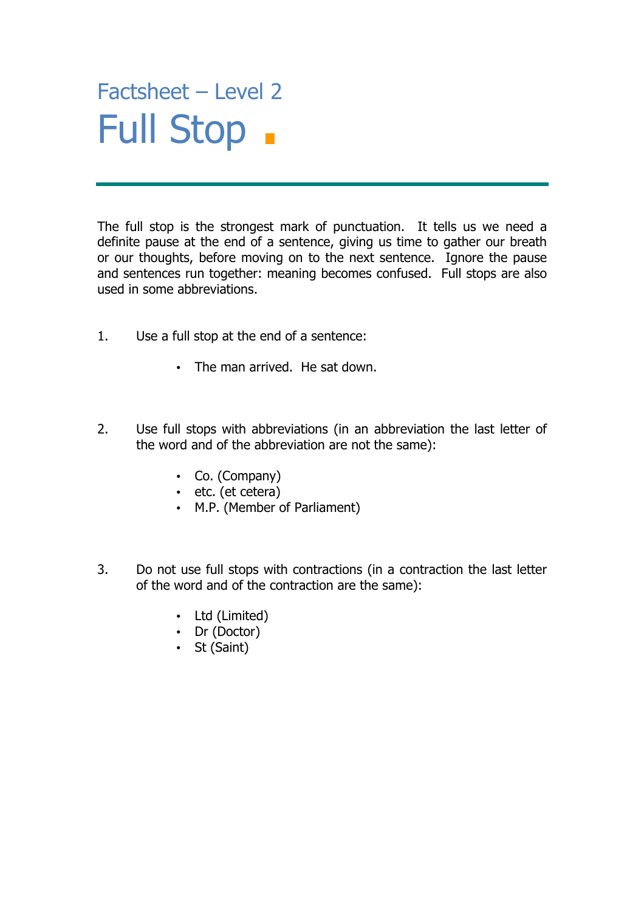# Factsheet – Level 2

# Full Stop .

The full stop is the strongest mark of punctuation. It tells us we need a definite pause at the end of a sentence, giving us time to gather our breath or our thoughts, before moving on to the next sentence. Ignore the pause and sentences run together: meaning becomes confused. Full stops are also used in some abbreviations.

1. Use a full stop at the end of a sentence:

   - The man arrived. He sat down.

2. Use full stops with abbreviations (in an abbreviation the last letter of the word and of the abbreviation are not the same):

   - Co. (Company)
   - etc. (et cetera)
   - M.P. (Member of Parliament)

3. Do not use full stops with contractions (in a contraction the last letter of the word and of the contraction are the same):

   - Ltd (Limited)
   - Dr (Doctor)
   - St (Saint)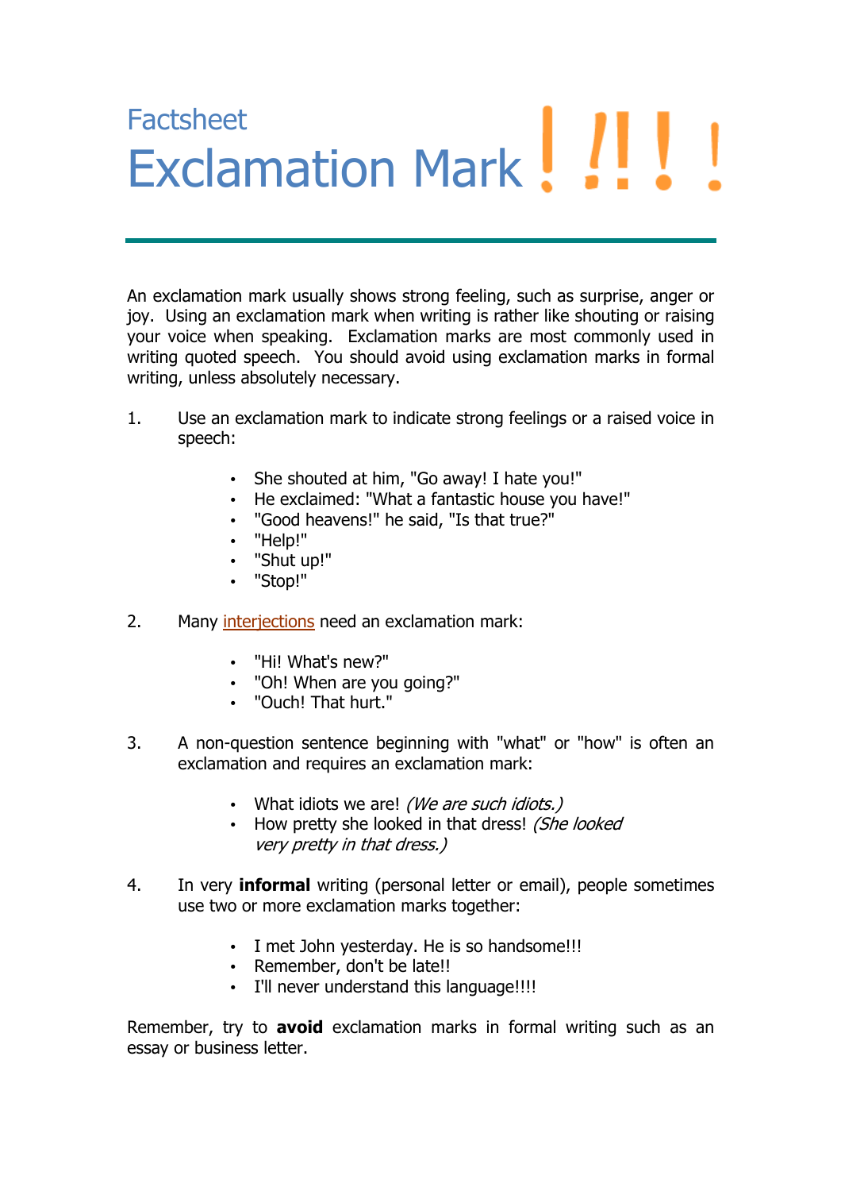Factsheet

# Exclamation Mark ! !! ! !

An exclamation mark usually shows strong feeling, such as surprise, anger or joy. Using an exclamation mark when writing is rather like shouting or raising your voice when speaking. Exclamation marks are most commonly used in writing quoted speech. You should avoid using exclamation marks in formal writing, unless absolutely necessary.

1. Use an exclamation mark to indicate strong feelings or a raised voice in speech:

    - She shouted at him, "Go away! I hate you!"
    - He exclaimed: "What a fantastic house you have!"
    - "Good heavens!" he said, "Is that true?"
    - "Help!"
    - "Shut up!"
    - "Stop!"

2. Many interjections need an exclamation mark:

    - "Hi! What's new?"
    - "Oh! When are you going?"
    - "Ouch! That hurt."

3. A non-question sentence beginning with "what" or "how" is often an exclamation and requires an exclamation mark:

    - What idiots we are! *(We are such idiots.)*
    - How pretty she looked in that dress! *(She looked very pretty in that dress.)*

4. In very **informal** writing (personal letter or email), people sometimes use two or more exclamation marks together:

    - I met John yesterday. He is so handsome!!!
    - Remember, don't be late!!
    - I'll never understand this language!!!!

Remember, try to **avoid** exclamation marks in formal writing such as an essay or business letter.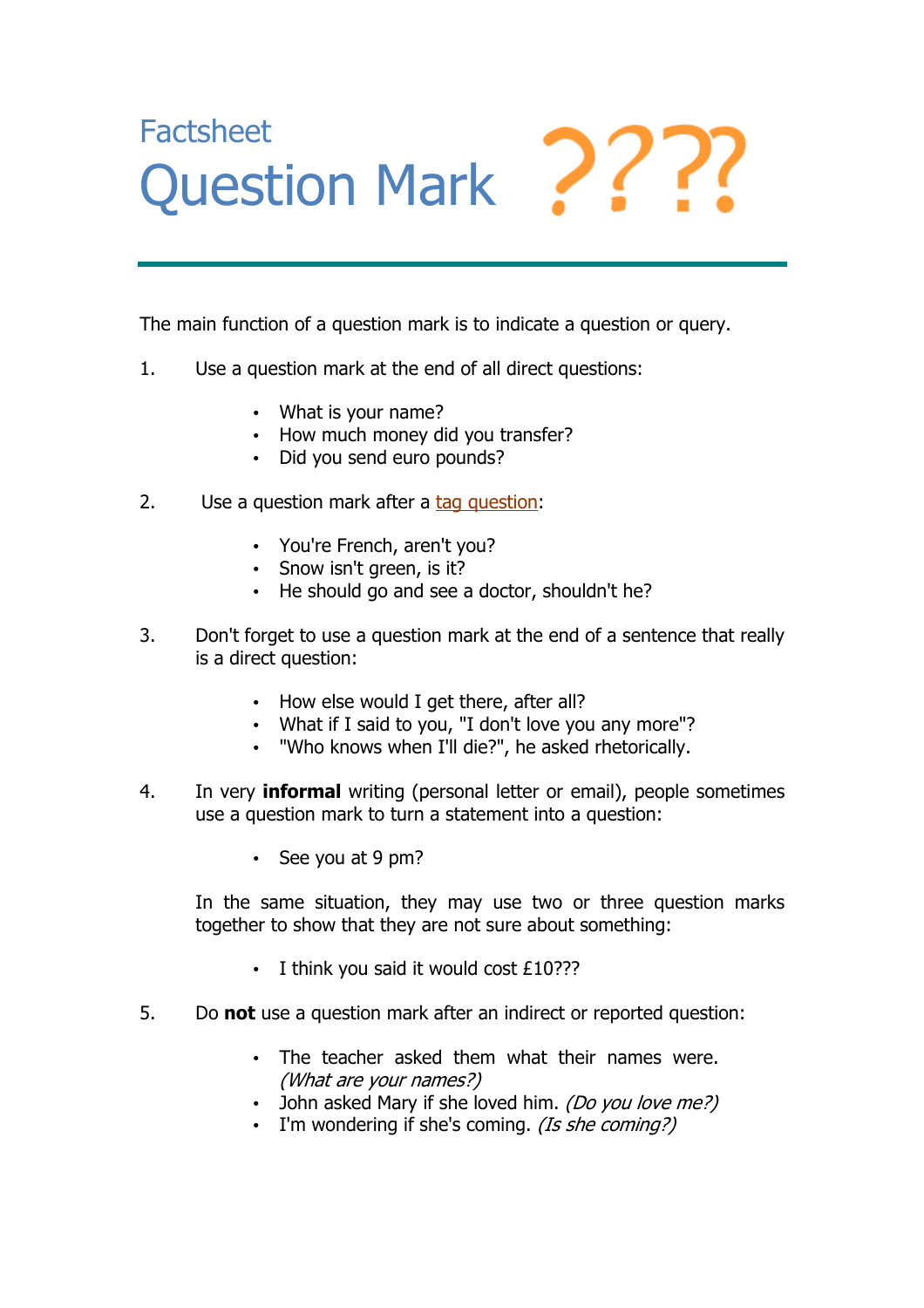Factsheet

# Question Mark ????

The main function of a question mark is to indicate a question or query.

1. Use a question mark at the end of all direct questions:

   - What is your name?
   - How much money did you transfer?
   - Did you send euro pounds?

2. Use a question mark after a tag question:

   - You're French, aren't you?
   - Snow isn't green, is it?
   - He should go and see a doctor, shouldn't he?

3. Don't forget to use a question mark at the end of a sentence that really is a direct question:

   - How else would I get there, after all?
   - What if I said to you, "I don't love you any more"?
   - "Who knows when I'll die?", he asked rhetorically.

4. In very **informal** writing (personal letter or email), people sometimes use a question mark to turn a statement into a question:

   - See you at 9 pm?

   In the same situation, they may use two or three question marks together to show that they are not sure about something:

   - I think you said it would cost £10???

5. Do **not** use a question mark after an indirect or reported question:

   - The teacher asked them what their names were. *(What are your names?)*
   - John asked Mary if she loved him. *(Do you love me?)*
   - I'm wondering if she's coming. *(Is she coming?)*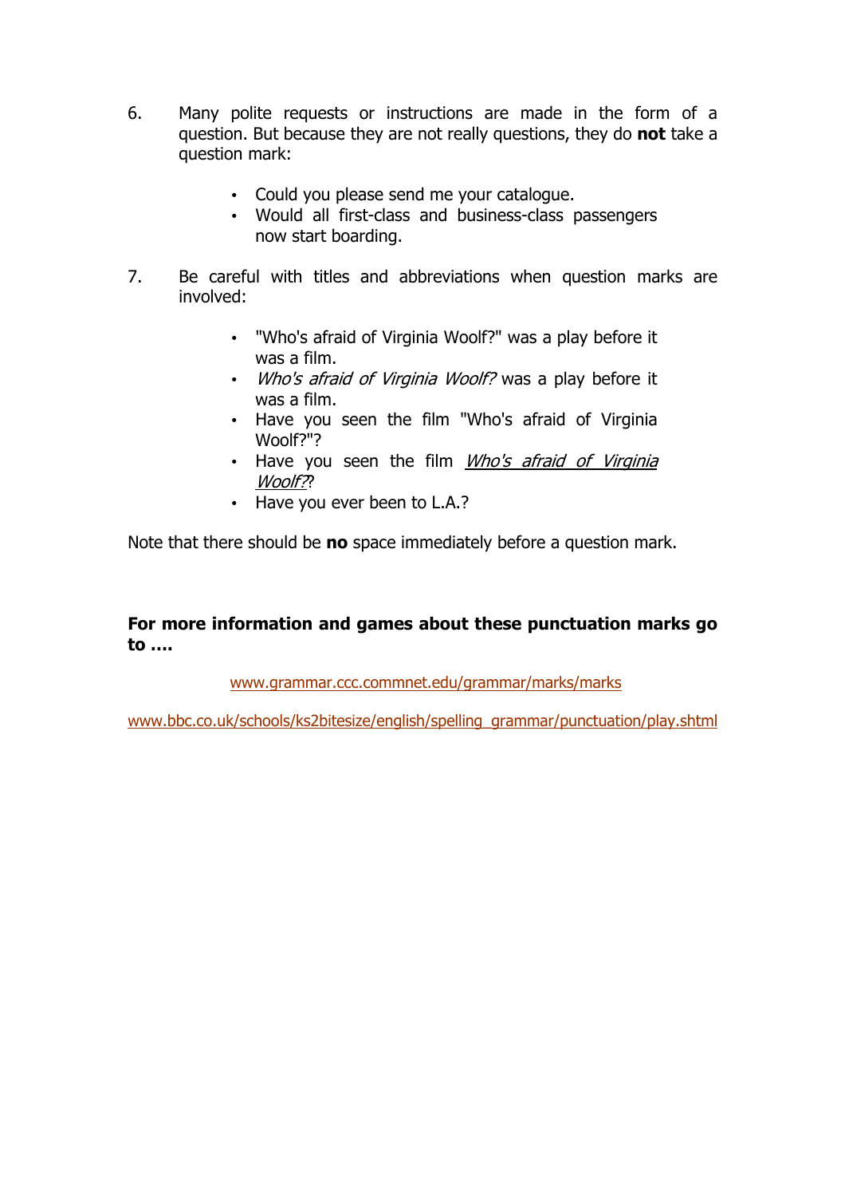6. Many polite requests or instructions are made in the form of a question. But because they are not really questions, they do **not** take a question mark:

    - Could you please send me your catalogue.
    - Would all first-class and business-class passengers now start boarding.

7. Be careful with titles and abbreviations when question marks are involved:

    - "Who's afraid of Virginia Woolf?" was a play before it was a film.
    - *Who's afraid of Virginia Woolf?* was a play before it was a film.
    - Have you seen the film "Who's afraid of Virginia Woolf?"?
    - Have you seen the film *Who's afraid of Virginia Woolf?*?
    - Have you ever been to L.A.?

Note that there should be **no** space immediately before a question mark.

**For more information and games about these punctuation marks go to ….**

www.grammar.ccc.commnet.edu/grammar/marks/marks

www.bbc.co.uk/schools/ks2bitesize/english/spelling_grammar/punctuation/play.shtml